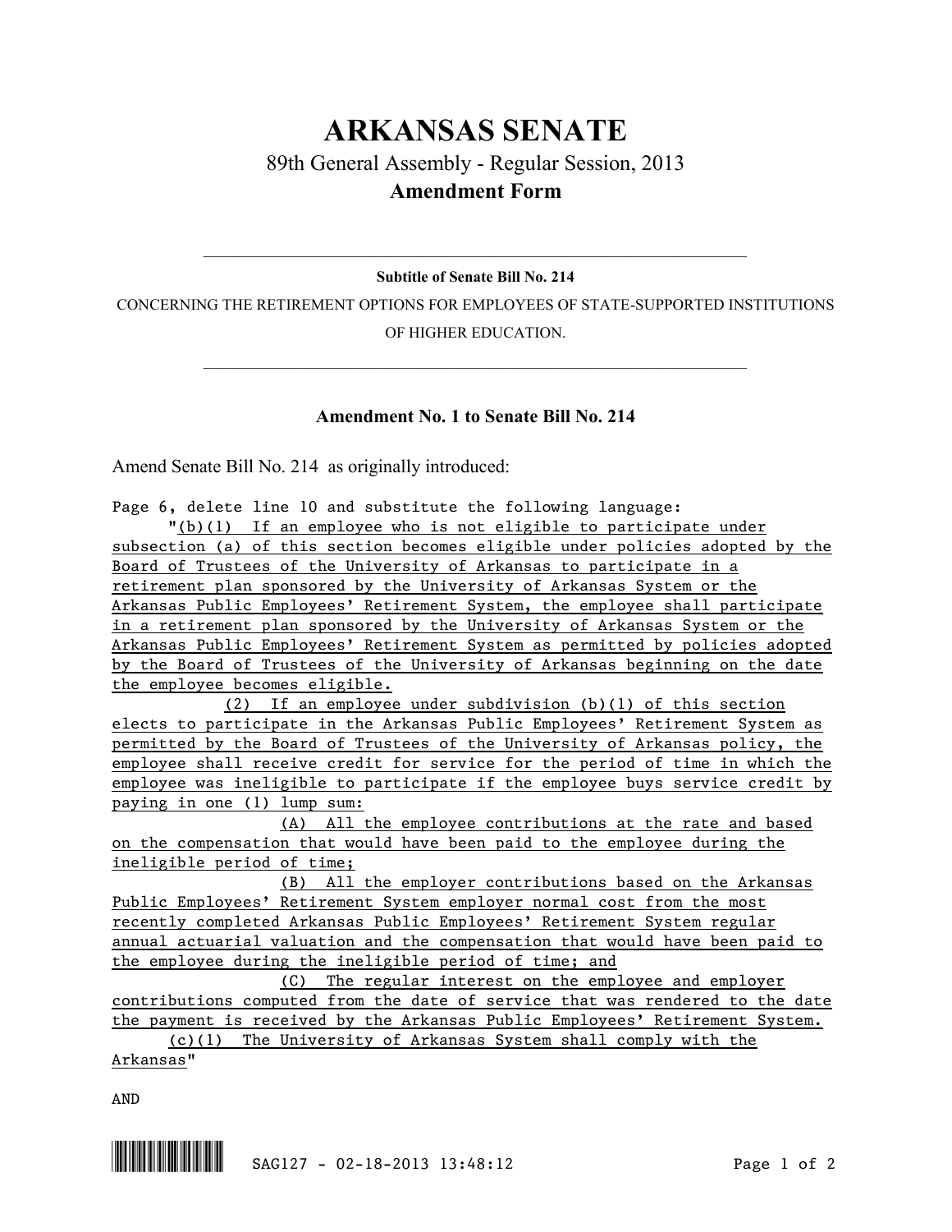# ARKANSAS SENATE

## 89th General Assembly - Regular Session, 2013

## Amendment Form

---

**Subtitle of Senate Bill No. 214**

CONCERNING THE RETIREMENT OPTIONS FOR EMPLOYEES OF STATE-SUPPORTED INSTITUTIONS OF HIGHER EDUCATION.

---

### Amendment No. 1 to Senate Bill No. 214

Amend Senate Bill No. 214 as originally introduced:

Page 6, delete line 10 and substitute the following language:

"(b)(1) If an employee who is not eligible to participate under subsection (a) of this section becomes eligible under policies adopted by the Board of Trustees of the University of Arkansas to participate in a retirement plan sponsored by the University of Arkansas System or the Arkansas Public Employees' Retirement System, the employee shall participate in a retirement plan sponsored by the University of Arkansas System or the Arkansas Public Employees' Retirement System as permitted by policies adopted by the Board of Trustees of the University of Arkansas beginning on the date the employee becomes eligible.

(2) If an employee under subdivision (b)(1) of this section elects to participate in the Arkansas Public Employees' Retirement System as permitted by the Board of Trustees of the University of Arkansas policy, the employee shall receive credit for service for the period of time in which the employee was ineligible to participate if the employee buys service credit by paying in one (1) lump sum:

(A) All the employee contributions at the rate and based on the compensation that would have been paid to the employee during the ineligible period of time;

(B) All the employer contributions based on the Arkansas Public Employees' Retirement System employer normal cost from the most recently completed Arkansas Public Employees' Retirement System regular annual actuarial valuation and the compensation that would have been paid to the employee during the ineligible period of time; and

(C) The regular interest on the employee and employer contributions computed from the date of service that was rendered to the date the payment is received by the Arkansas Public Employees' Retirement System.

(c)(1) The University of Arkansas System shall comply with the Arkansas"

AND

SAG127 - 02-18-2013 13:48:12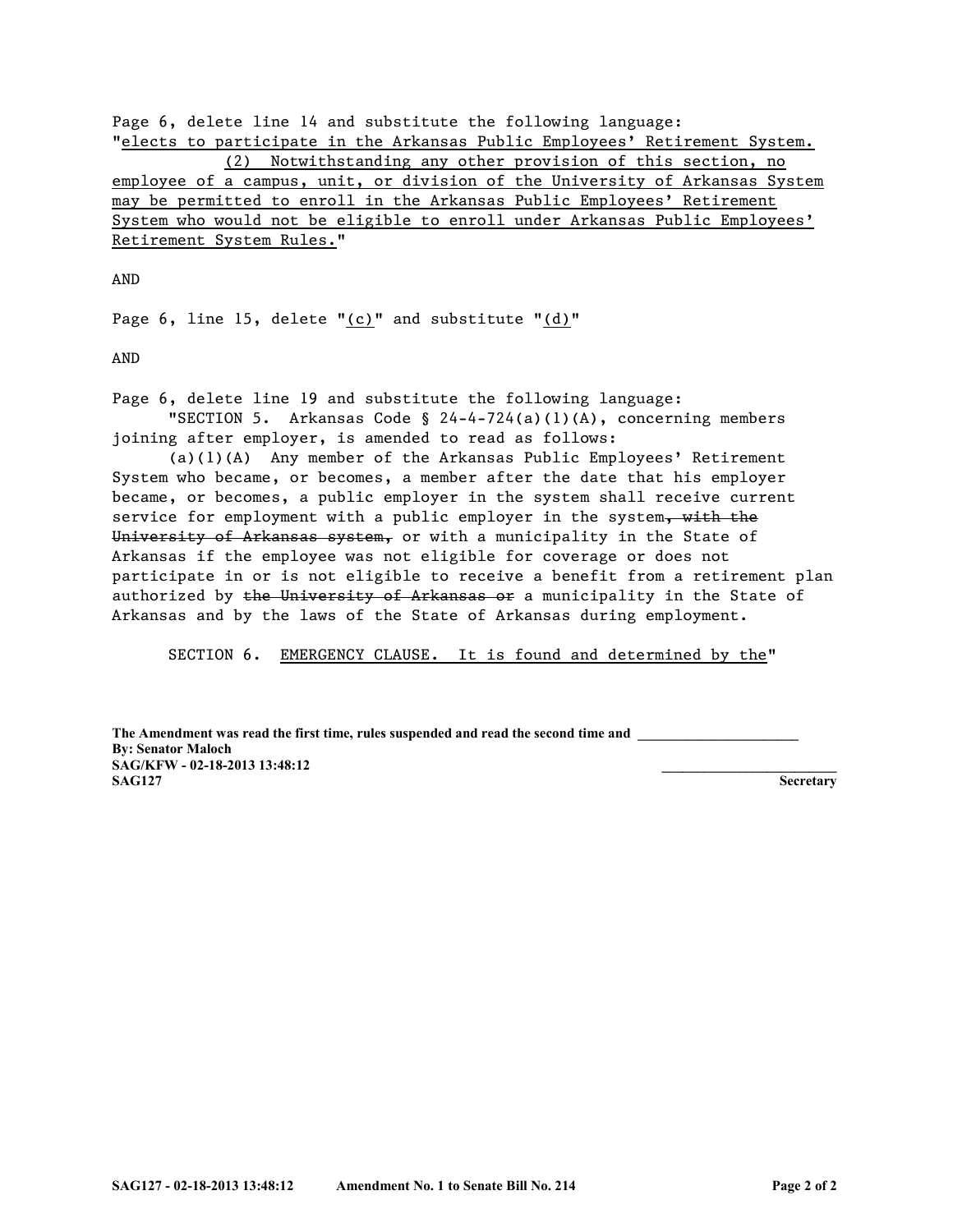Page 6, delete line 14 and substitute the following language:
"<u>elects to participate in the Arkansas Public Employees' Retirement System.</u>
<u>(2) Notwithstanding any other provision of this section, no employee of a campus, unit, or division of the University of Arkansas System may be permitted to enroll in the Arkansas Public Employees' Retirement System who would not be eligible to enroll under Arkansas Public Employees' Retirement System Rules.</u>"

AND

Page 6, line 15, delete "<u>(c)</u>" and substitute "<u>(d)</u>"

AND

Page 6, delete line 19 and substitute the following language:
"SECTION 5. Arkansas Code § 24-4-724(a)(1)(A), concerning members joining after employer, is amended to read as follows:
(a)(1)(A) Any member of the Arkansas Public Employees' Retirement System who became, or becomes, a member after the date that his employer became, or becomes, a public employer in the system shall receive current service for employment with a public employer in the system~~, with the University of Arkansas system,~~ or with a municipality in the State of Arkansas if the employee was not eligible for coverage or does not participate in or is not eligible to receive a benefit from a retirement plan authorized by ~~the University of Arkansas or~~ a municipality in the State of Arkansas and by the laws of the State of Arkansas during employment.

SECTION 6. <u>EMERGENCY CLAUSE. It is found and determined by the</u>"

**The Amendment was read the first time, rules suspended and read the second time and** \_\_\_\_\_\_\_\_\_\_\_\_\_\_\_\_\_\_\_\_
**By: Senator Maloch**
**SAG/KFW - 02-18-2013 13:48:12**
**SAG127**

\_\_\_\_\_\_\_\_\_\_\_\_\_\_\_\_\_\_\_\_
**Secretary**